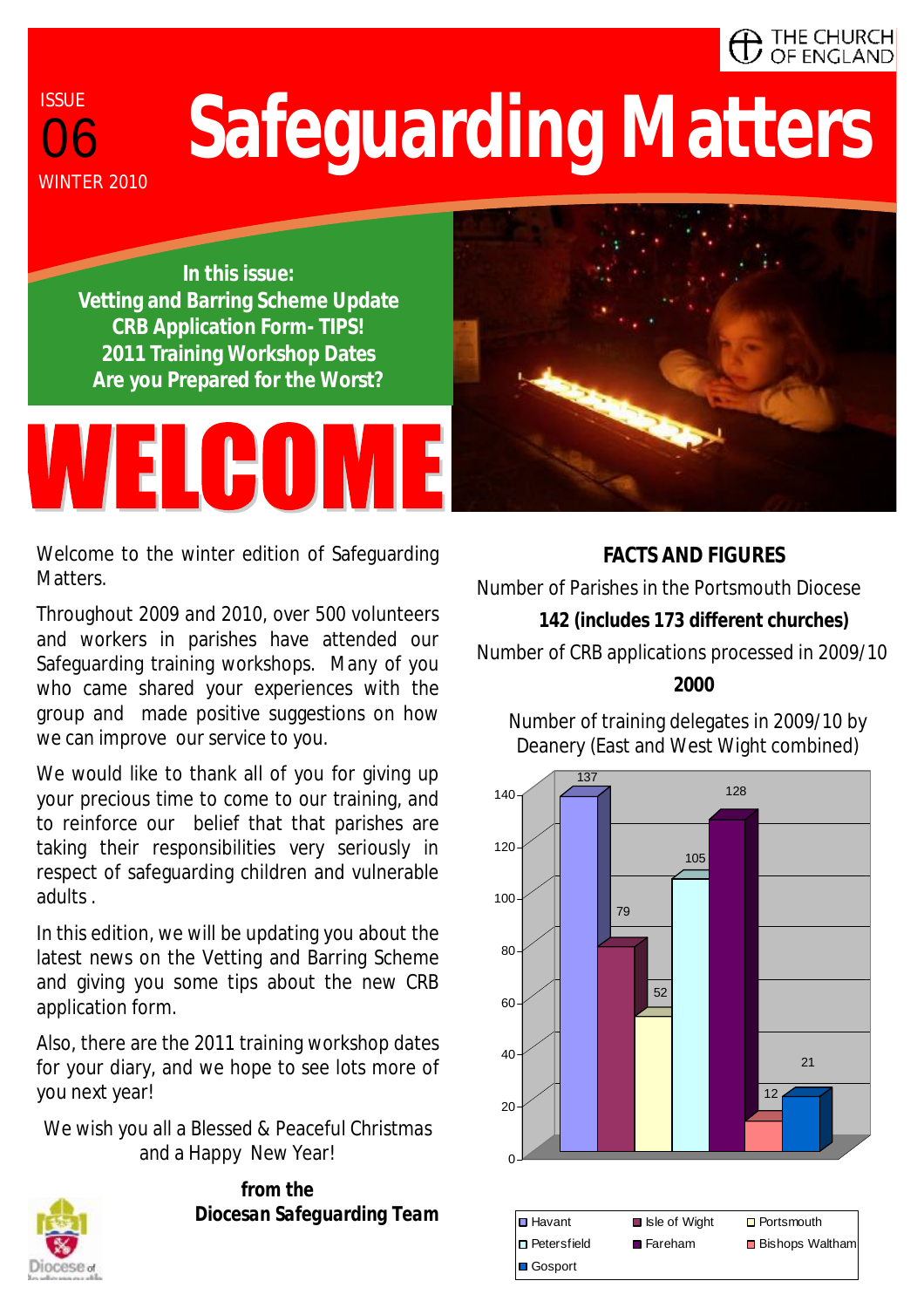THE CHURCH OF ENGLAND

ISSUE 06 WINTER 2010

# Safeguarding Matters

**In this issue:**
**Vetting and Barring Scheme Update**
**CRB Application Form- TIPS!**
**2011 Training Workshop Dates**
**Are you Prepared for the Worst?**

# WELCOME

Welcome to the winter edition of Safeguarding Matters.

Throughout 2009 and 2010, over 500 volunteers and workers in parishes have attended our Safeguarding training workshops. Many of you who came shared your experiences with the group and made positive suggestions on how we can improve our service to you.

We would like to thank all of you for giving up your precious time to come to our training, and to reinforce our belief that that parishes are taking their responsibilities very seriously in respect of safeguarding children and vulnerable adults.

In this edition, we will be updating you about the latest news on the Vetting and Barring Scheme and giving you some tips about the new CRB application form.

Also, there are the 2011 training workshop dates for your diary, and we hope to see lots more of you next year!

We wish you all a Blessed & Peaceful Christmas and a Happy New Year!

**from the Diocesan Safeguarding Team**

## FACTS AND FIGURES

Number of Parishes in the Portsmouth Diocese

**142 (includes 173 different churches)**

Number of CRB applications processed in 2009/10

**2000**

Number of training delegates in 2009/10 by Deanery (East and West Wight combined)

| Deanery | Delegates |
|---|---|
| Havant | 137 |
| Isle of Wight | 79 |
| Portsmouth | 52 |
| Petersfield | 105 |
| Fareham | 128 |
| Bishops Waltham | 12 |
| Gosport | 21 |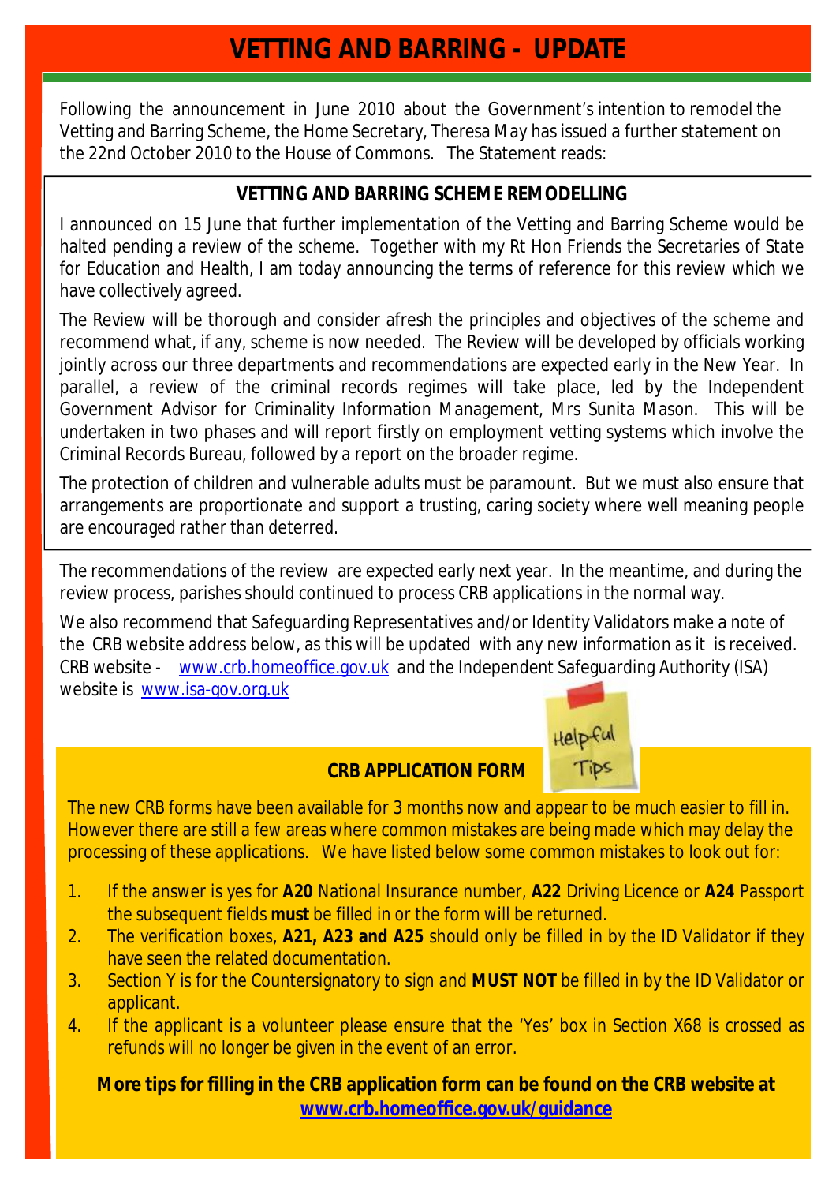# VETTING AND BARRING - UPDATE

Following the announcement in June 2010 about the Government's intention to remodel the Vetting and Barring Scheme, the Home Secretary, Theresa May has issued a further statement on the 22nd October 2010 to the House of Commons. The Statement reads:

## VETTING AND BARRING SCHEME REMODELLING

I announced on 15 June that further implementation of the Vetting and Barring Scheme would be halted pending a review of the scheme. Together with my Rt Hon Friends the Secretaries of State for Education and Health, I am today announcing the terms of reference for this review which we have collectively agreed.

The Review will be thorough and consider afresh the principles and objectives of the scheme and recommend what, if any, scheme is now needed. The Review will be developed by officials working jointly across our three departments and recommendations are expected early in the New Year. In parallel, a review of the criminal records regimes will take place, led by the Independent Government Advisor for Criminality Information Management, Mrs Sunita Mason. This will be undertaken in two phases and will report firstly on employment vetting systems which involve the Criminal Records Bureau, followed by a report on the broader regime.

The protection of children and vulnerable adults must be paramount. But we must also ensure that arrangements are proportionate and support a trusting, caring society where well meaning people are encouraged rather than deterred.

The recommendations of the review are expected early next year. In the meantime, and during the review process, parishes should continued to process CRB applications in the normal way.

We also recommend that Safeguarding Representatives and/or Identity Validators make a note of the CRB website address below, as this will be updated with any new information as it is received. CRB website - www.crb.homeoffice.gov.uk and the Independent Safeguarding Authority (ISA) website is www.isa-gov.org.uk

Helpful Tips

## CRB APPLICATION FORM

The new CRB forms have been available for 3 months now and appear to be much easier to fill in. However there are still a few areas where common mistakes are being made which may delay the processing of these applications. We have listed below some common mistakes to look out for:

1. If the answer is yes for **A20** National Insurance number, **A22** Driving Licence or **A24** Passport the subsequent fields **must** be filled in or the form will be returned.
2. The verification boxes, **A21, A23 and A25** should only be filled in by the ID Validator if they have seen the related documentation.
3. Section Y is for the Countersignatory to sign and **MUST NOT** be filled in by the ID Validator or applicant.
4. If the applicant is a volunteer please ensure that the 'Yes' box in Section X68 is crossed as refunds will no longer be given in the event of an error.

**More tips for filling in the CRB application form can be found on the CRB website at www.crb.homeoffice.gov.uk/guidance**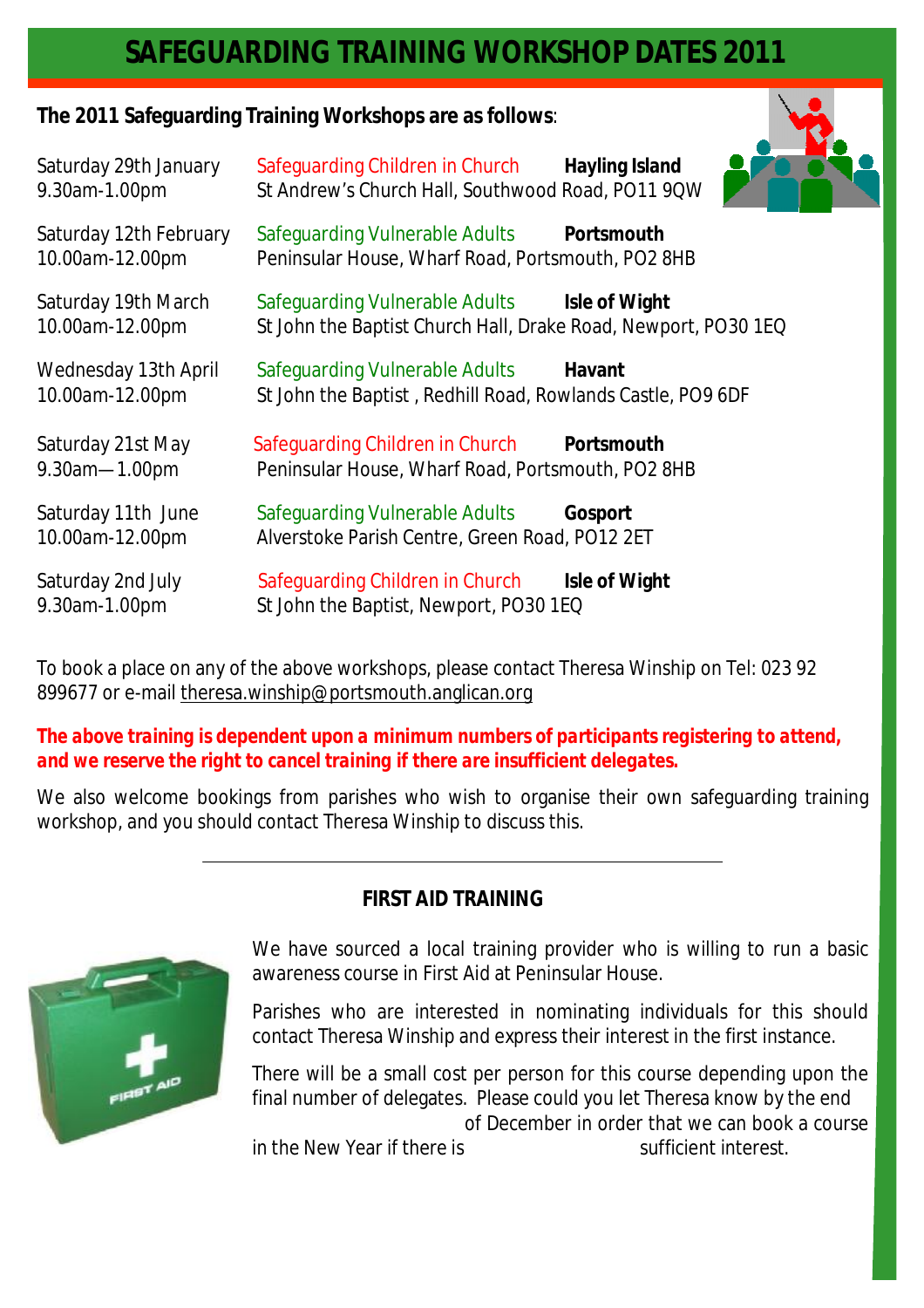# SAFEGUARDING TRAINING WORKSHOP DATES 2011

**The 2011 Safeguarding Training Workshops are as follows**:

Saturday 29th January
9.30am-1.00pm
Safeguarding Children in Church — **Hayling Island**
St Andrew's Church Hall, Southwood Road, PO11 9QW

Saturday 12th February
10.00am-12.00pm
Safeguarding Vulnerable Adults — **Portsmouth**
Peninsular House, Wharf Road, Portsmouth, PO2 8HB

Saturday 19th March
10.00am-12.00pm
Safeguarding Vulnerable Adults — **Isle of Wight**
St John the Baptist Church Hall, Drake Road, Newport, PO30 1EQ

Wednesday 13th April
10.00am-12.00pm
Safeguarding Vulnerable Adults — **Havant**
St John the Baptist , Redhill Road, Rowlands Castle, PO9 6DF

Saturday 21st May
9.30am—1.00pm
Safeguarding Children in Church — **Portsmouth**
Peninsular House, Wharf Road, Portsmouth, PO2 8HB

Saturday 11th June
10.00am-12.00pm
Safeguarding Vulnerable Adults — **Gosport**
Alverstoke Parish Centre, Green Road, PO12 2ET

Saturday 2nd July
9.30am-1.00pm
Safeguarding Children in Church — **Isle of Wight**
St John the Baptist, Newport, PO30 1EQ

To book a place on any of the above workshops, please contact Theresa Winship on Tel: 023 92 899677 or e-mail theresa.winship@portsmouth.anglican.org

**The above training is dependent upon a minimum numbers of participants registering to attend, and we reserve the right to cancel training if there are insufficient delegates.**

We also welcome bookings from parishes who wish to organise their own safeguarding training workshop, and you should contact Theresa Winship to discuss this.

---

## FIRST AID TRAINING

We have sourced a local training provider who is willing to run a basic awareness course in First Aid at Peninsular House.

Parishes who are interested in nominating individuals for this should contact Theresa Winship and express their interest in the first instance.

There will be a small cost per person for this course depending upon the final number of delegates. Please could you let Theresa know by the end of December in order that we can book a course in the New Year if there is sufficient interest.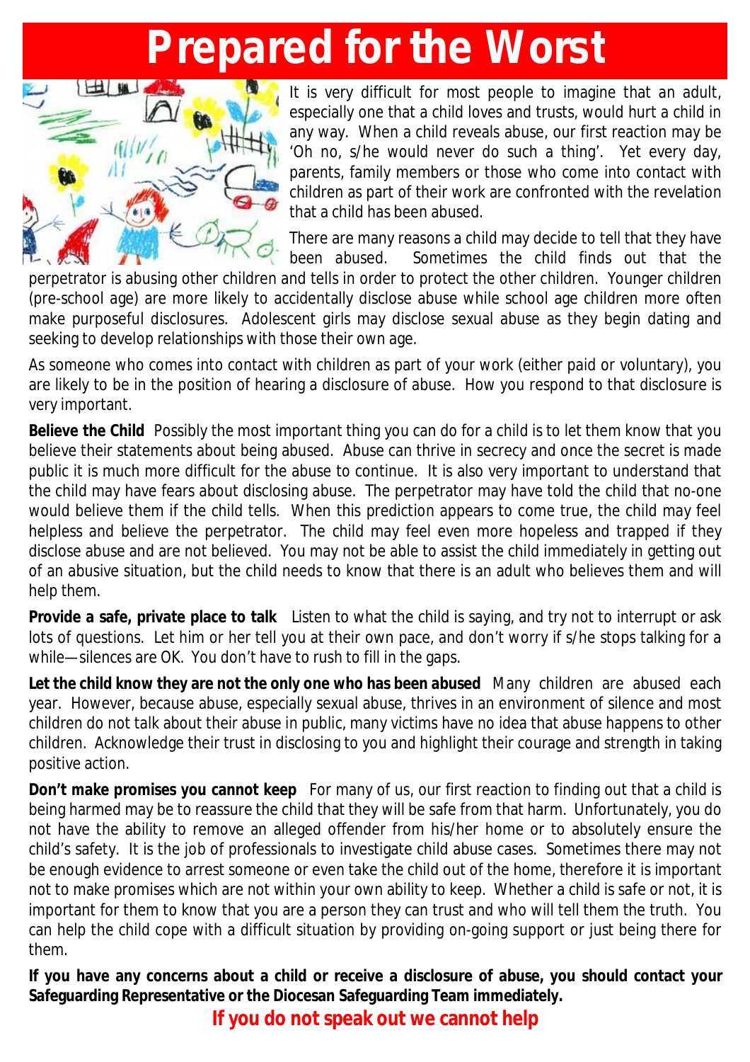# Prepared for the Worst

It is very difficult for most people to imagine that an adult, especially one that a child loves and trusts, would hurt a child in any way. When a child reveals abuse, our first reaction may be 'Oh no, s/he would never do such a thing'. Yet every day, parents, family members or those who come into contact with children as part of their work are confronted with the revelation that a child has been abused.

There are many reasons a child may decide to tell that they have been abused. Sometimes the child finds out that the perpetrator is abusing other children and tells in order to protect the other children. Younger children (pre-school age) are more likely to accidentally disclose abuse while school age children more often make purposeful disclosures. Adolescent girls may disclose sexual abuse as they begin dating and seeking to develop relationships with those their own age.

As someone who comes into contact with children as part of your work (either paid or voluntary), you are likely to be in the position of hearing a disclosure of abuse. How you respond to that disclosure is very important.

**Believe the Child** Possibly the most important thing you can do for a child is to let them know that you believe their statements about being abused. Abuse can thrive in secrecy and once the secret is made public it is much more difficult for the abuse to continue. It is also very important to understand that the child may have fears about disclosing abuse. The perpetrator may have told the child that no-one would believe them if the child tells. When this prediction appears to come true, the child may feel helpless and believe the perpetrator. The child may feel even more hopeless and trapped if they disclose abuse and are not believed. You may not be able to assist the child immediately in getting out of an abusive situation, but the child needs to know that there is an adult who believes them and will help them.

**Provide a safe, private place to talk** Listen to what the child is saying, and try not to interrupt or ask lots of questions. Let him or her tell you at their own pace, and don't worry if s/he stops talking for a while—silences are OK. You don't have to rush to fill in the gaps.

**Let the child know they are not the only one who has been abused** Many children are abused each year. However, because abuse, especially sexual abuse, thrives in an environment of silence and most children do not talk about their abuse in public, many victims have no idea that abuse happens to other children. Acknowledge their trust in disclosing to you and highlight their courage and strength in taking positive action.

**Don't make promises you cannot keep** For many of us, our first reaction to finding out that a child is being harmed may be to reassure the child that they will be safe from that harm. Unfortunately, you do not have the ability to remove an alleged offender from his/her home or to absolutely ensure the child's safety. It is the job of professionals to investigate child abuse cases. Sometimes there may not be enough evidence to arrest someone or even take the child out of the home, therefore it is important not to make promises which are not within your own ability to keep. Whether a child is safe or not, it is important for them to know that you are a person they can trust and who will tell them the truth. You can help the child cope with a difficult situation by providing on-going support or just being there for them.

**If you have any concerns about a child or receive a disclosure of abuse, you should contact your Safeguarding Representative or the Diocesan Safeguarding Team immediately.**

**If you do not speak out we cannot help**